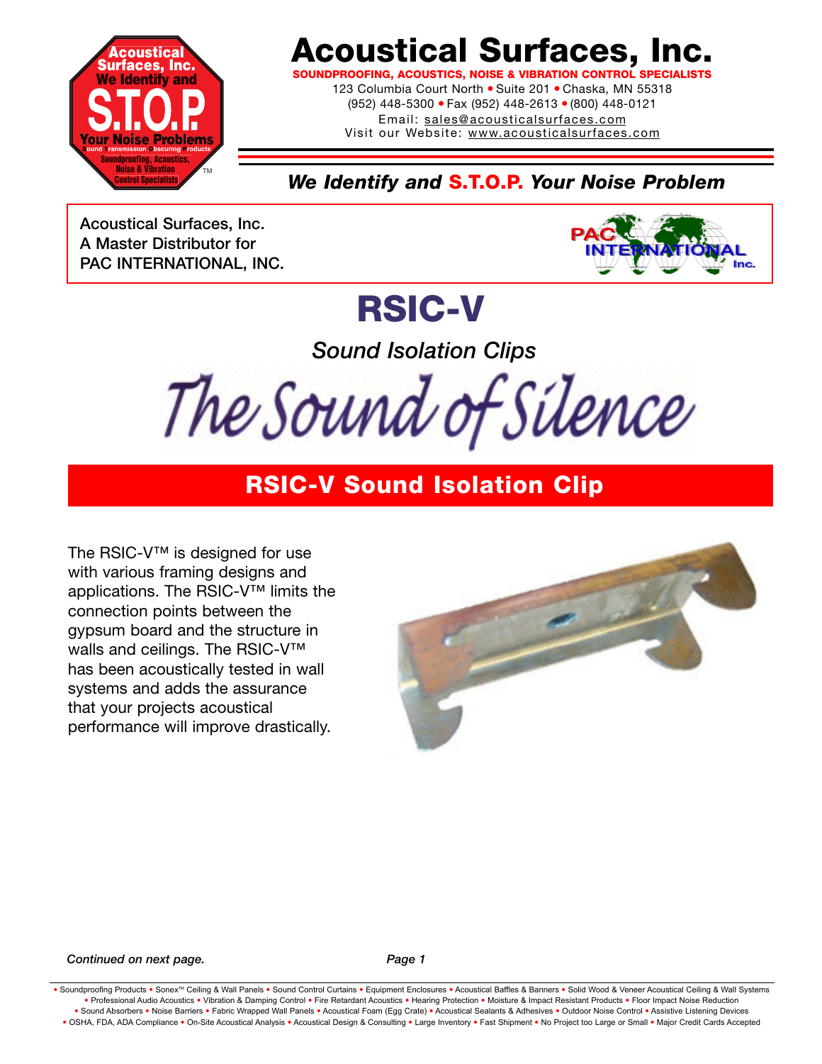# Acoustical Surfaces, Inc.

**SOUNDPROOFING, ACOUSTICS, NOISE & VIBRATION CONTROL SPECIALISTS**

123 Columbia Court North • Suite 201 • Chaska, MN 55318
(952) 448-5300 • Fax (952) 448-2613 • (800) 448-0121
Email: sales@acousticalsurfaces.com
Visit our Website: www.acousticalsurfaces.com

***We Identify and S.T.O.P. Your Noise Problem***

Acoustical Surfaces, Inc.
A Master Distributor for
PAC INTERNATIONAL, INC.

# RSIC-V

*Sound Isolation Clips*

*The Sound of Silence*

## RSIC-V Sound Isolation Clip

The RSIC-V™ is designed for use with various framing designs and applications. The RSIC-V™ limits the connection points between the gypsum board and the structure in walls and ceilings. The RSIC-V™ has been acoustically tested in wall systems and adds the assurance that your projects acoustical performance will improve drastically.

*Continued on next page.*

• Soundproofing Products • Sonex™ Ceiling & Wall Panels • Sound Control Curtains • Equipment Enclosures • Acoustical Baffles & Banners • Solid Wood & Veneer Acoustical Ceiling & Wall Systems • Professional Audio Acoustics • Vibration & Damping Control • Fire Retardant Acoustics • Hearing Protection • Moisture & Impact Resistant Products • Floor Impact Noise Reduction • Sound Absorbers • Noise Barriers • Fabric Wrapped Wall Panels • Acoustical Foam (Egg Crate) • Acoustical Sealants & Adhesives • Outdoor Noise Control • Assistive Listening Devices • OSHA, FDA, ADA Compliance • On-Site Acoustical Analysis • Acoustical Design & Consulting • Large Inventory • Fast Shipment • No Project too Large or Small • Major Credit Cards Accepted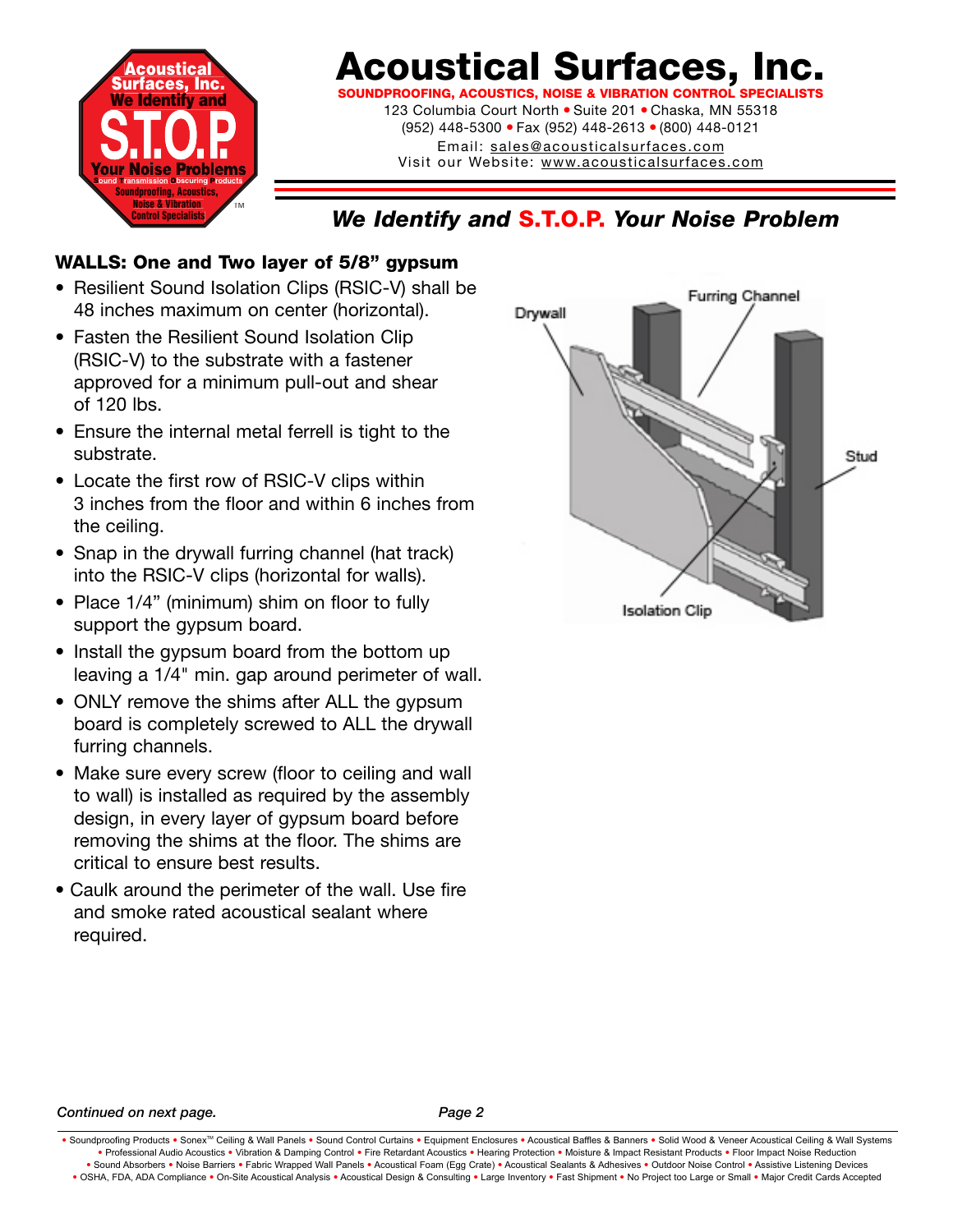# Acoustical Surfaces, Inc.

**SOUNDPROOFING, ACOUSTICS, NOISE & VIBRATION CONTROL SPECIALISTS**

123 Columbia Court North • Suite 201 • Chaska, MN 55318
(952) 448-5300 • Fax (952) 448-2613 • (800) 448-0121
Email: sales@acousticalsurfaces.com
Visit our Website: www.acousticalsurfaces.com

***We Identify and S.T.O.P. Your Noise Problem***

## WALLS: One and Two layer of 5/8” gypsum

- Resilient Sound Isolation Clips (RSIC-V) shall be 48 inches maximum on center (horizontal).
- Fasten the Resilient Sound Isolation Clip (RSIC-V) to the substrate with a fastener approved for a minimum pull-out and shear of 120 lbs.
- Ensure the internal metal ferrell is tight to the substrate.
- Locate the first row of RSIC-V clips within 3 inches from the floor and within 6 inches from the ceiling.
- Snap in the drywall furring channel (hat track) into the RSIC-V clips (horizontal for walls).
- Place 1/4” (minimum) shim on floor to fully support the gypsum board.
- Install the gypsum board from the bottom up leaving a 1/4" min. gap around perimeter of wall.
- ONLY remove the shims after ALL the gypsum board is completely screwed to ALL the drywall furring channels.
- Make sure every screw (floor to ceiling and wall to wall) is installed as required by the assembly design, in every layer of gypsum board before removing the shims at the floor. The shims are critical to ensure best results.
- Caulk around the perimeter of the wall. Use fire and smoke rated acoustical sealant where required.

Drywall · Furring Channel · Stud · Isolation Clip

*Continued on next page.*

• Soundproofing Products • Sonex™ Ceiling & Wall Panels • Sound Control Curtains • Equipment Enclosures • Acoustical Baffles & Banners • Solid Wood & Veneer Acoustical Ceiling & Wall Systems • Professional Audio Acoustics • Vibration & Damping Control • Fire Retardant Acoustics • Hearing Protection • Moisture & Impact Resistant Products • Floor Impact Noise Reduction • Sound Absorbers • Noise Barriers • Fabric Wrapped Wall Panels • Acoustical Foam (Egg Crate) • Acoustical Sealants & Adhesives • Outdoor Noise Control • Assistive Listening Devices • OSHA, FDA, ADA Compliance • On-Site Acoustical Analysis • Acoustical Design & Consulting • Large Inventory • Fast Shipment • No Project too Large or Small • Major Credit Cards Accepted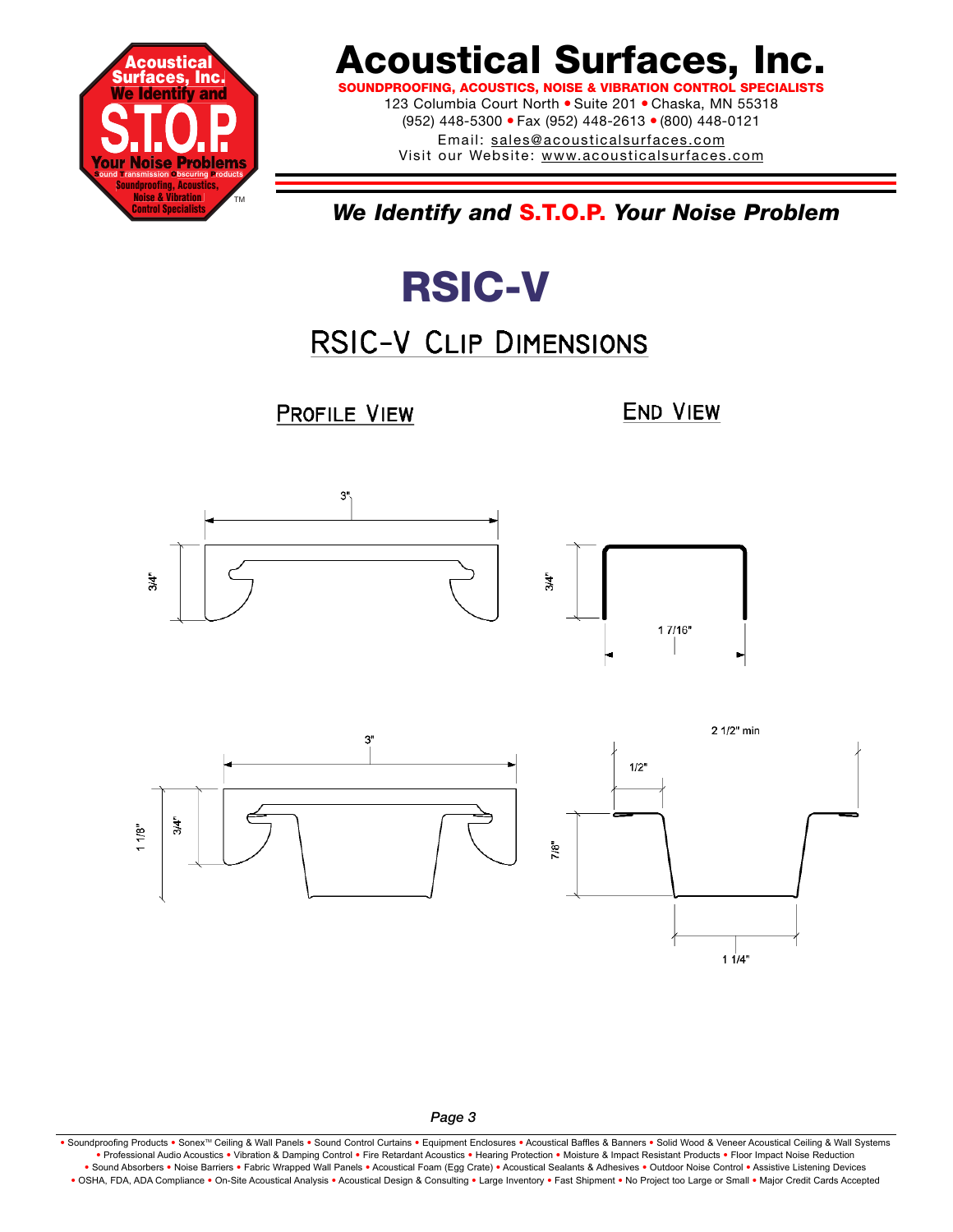# Acoustical Surfaces, Inc.

**SOUNDPROOFING, ACOUSTICS, NOISE & VIBRATION CONTROL SPECIALISTS**

123 Columbia Court North • Suite 201 • Chaska, MN 55318
(952) 448-5300 • Fax (952) 448-2613 • (800) 448-0121
Email: sales@acousticalsurfaces.com
Visit our Website: www.acousticalsurfaces.com

***We Identify and S.T.O.P. Your Noise Problem***

# RSIC-V

## RSIC-V Clip Dimensions

### Profile View

### End View

3"
3/4"

3/4"
1 7/16"

3"
1 1/8"
3/4"

2 1/2" min
1/2"
7/8"
1 1/4"

• Soundproofing Products • Sonex™ Ceiling & Wall Panels • Sound Control Curtains • Equipment Enclosures • Acoustical Baffles & Banners • Solid Wood & Veneer Acoustical Ceiling & Wall Systems • Professional Audio Acoustics • Vibration & Damping Control • Fire Retardant Acoustics • Hearing Protection • Moisture & Impact Resistant Products • Floor Impact Noise Reduction • Sound Absorbers • Noise Barriers • Fabric Wrapped Wall Panels • Acoustical Foam (Egg Crate) • Acoustical Sealants & Adhesives • Outdoor Noise Control • Assistive Listening Devices • OSHA, FDA, ADA Compliance • On-Site Acoustical Analysis • Acoustical Design & Consulting • Large Inventory • Fast Shipment • No Project too Large or Small • Major Credit Cards Accepted